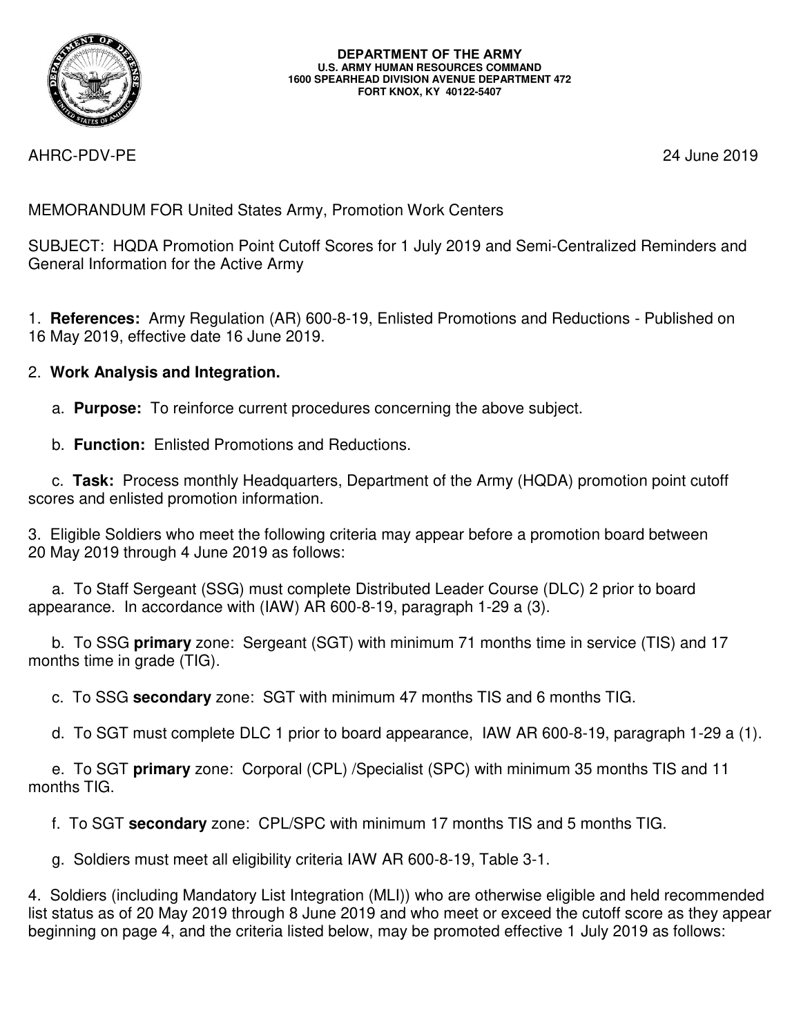**DEPARTMENT OF THE ARMY**
**U.S. ARMY HUMAN RESOURCES COMMAND**
**1600 SPEARHEAD DIVISION AVENUE DEPARTMENT 472**
**FORT KNOX, KY 40122-5407**

AHRC-PDV-PE 24 June 2019

MEMORANDUM FOR United States Army, Promotion Work Centers

SUBJECT: HQDA Promotion Point Cutoff Scores for 1 July 2019 and Semi-Centralized Reminders and General Information for the Active Army

1. **References:** Army Regulation (AR) 600-8-19, Enlisted Promotions and Reductions - Published on 16 May 2019, effective date 16 June 2019.

2. **Work Analysis and Integration.**

   a. **Purpose:** To reinforce current procedures concerning the above subject.

   b. **Function:** Enlisted Promotions and Reductions.

   c. **Task:** Process monthly Headquarters, Department of the Army (HQDA) promotion point cutoff scores and enlisted promotion information.

3. Eligible Soldiers who meet the following criteria may appear before a promotion board between 20 May 2019 through 4 June 2019 as follows:

   a. To Staff Sergeant (SSG) must complete Distributed Leader Course (DLC) 2 prior to board appearance. In accordance with (IAW) AR 600-8-19, paragraph 1-29 a (3).

   b. To SSG **primary** zone: Sergeant (SGT) with minimum 71 months time in service (TIS) and 17 months time in grade (TIG).

   c. To SSG **secondary** zone: SGT with minimum 47 months TIS and 6 months TIG.

   d. To SGT must complete DLC 1 prior to board appearance, IAW AR 600-8-19, paragraph 1-29 a (1).

   e. To SGT **primary** zone: Corporal (CPL) /Specialist (SPC) with minimum 35 months TIS and 11 months TIG.

   f. To SGT **secondary** zone: CPL/SPC with minimum 17 months TIS and 5 months TIG.

   g. Soldiers must meet all eligibility criteria IAW AR 600-8-19, Table 3-1.

4. Soldiers (including Mandatory List Integration (MLI)) who are otherwise eligible and held recommended list status as of 20 May 2019 through 8 June 2019 and who meet or exceed the cutoff score as they appear beginning on page 4, and the criteria listed below, may be promoted effective 1 July 2019 as follows: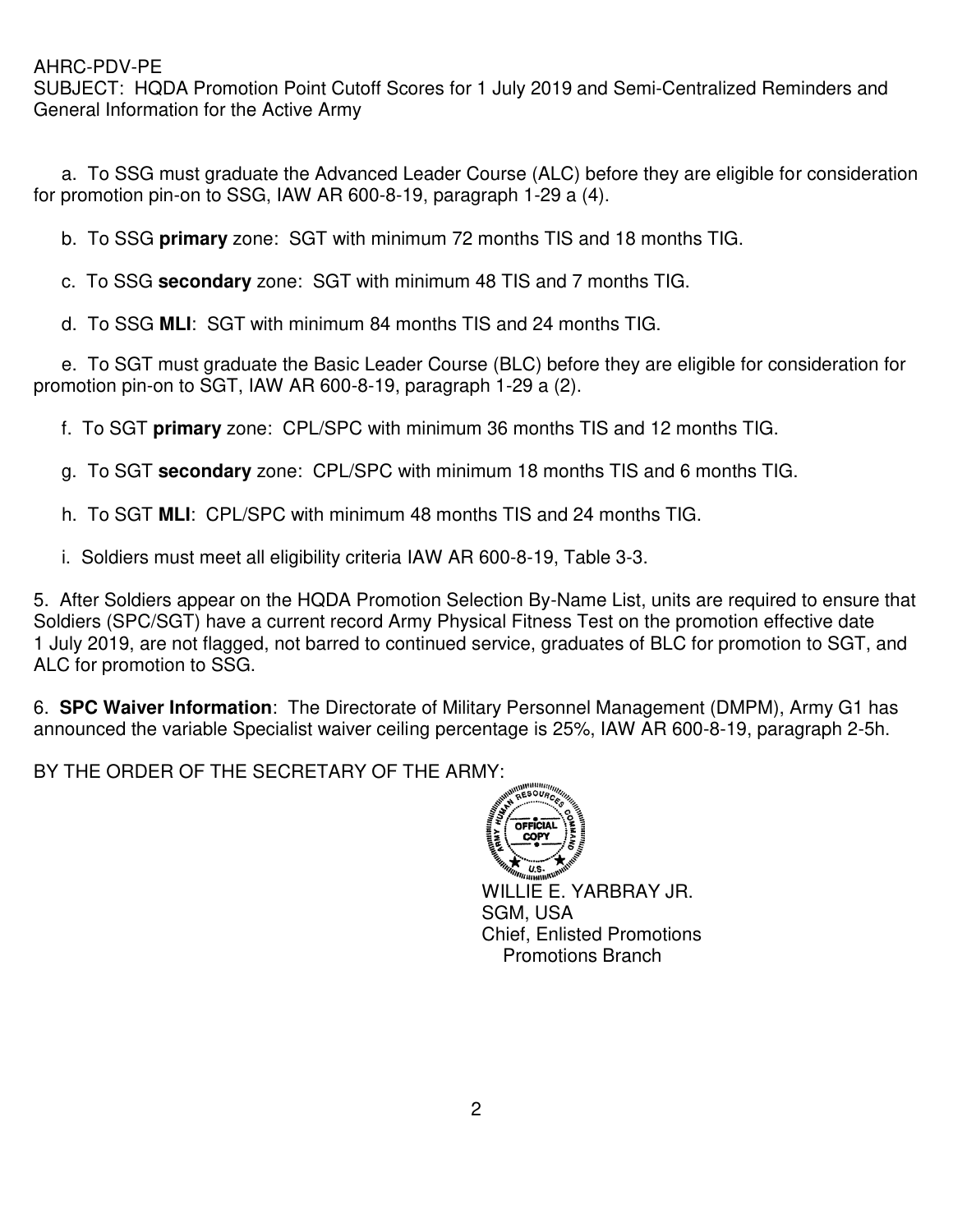a. To SSG must graduate the Advanced Leader Course (ALC) before they are eligible for consideration for promotion pin-on to SSG, IAW AR 600-8-19, paragraph 1-29 a (4).

b. To SSG **primary** zone: SGT with minimum 72 months TIS and 18 months TIG.

c. To SSG **secondary** zone: SGT with minimum 48 TIS and 7 months TIG.

d. To SSG **MLI**: SGT with minimum 84 months TIS and 24 months TIG.

e. To SGT must graduate the Basic Leader Course (BLC) before they are eligible for consideration for promotion pin-on to SGT, IAW AR 600-8-19, paragraph 1-29 a (2).

f. To SGT **primary** zone: CPL/SPC with minimum 36 months TIS and 12 months TIG.

g. To SGT **secondary** zone: CPL/SPC with minimum 18 months TIS and 6 months TIG.

h. To SGT **MLI**: CPL/SPC with minimum 48 months TIS and 24 months TIG.

i. Soldiers must meet all eligibility criteria IAW AR 600-8-19, Table 3-3.

5. After Soldiers appear on the HQDA Promotion Selection By-Name List, units are required to ensure that Soldiers (SPC/SGT) have a current record Army Physical Fitness Test on the promotion effective date 1 July 2019, are not flagged, not barred to continued service, graduates of BLC for promotion to SGT, and ALC for promotion to SSG.

6. **SPC Waiver Information**: The Directorate of Military Personnel Management (DMPM), Army G1 has announced the variable Specialist waiver ceiling percentage is 25%, IAW AR 600-8-19, paragraph 2-5h.

BY THE ORDER OF THE SECRETARY OF THE ARMY:

WILLIE E. YARBRAY JR.
SGM, USA
Chief, Enlisted Promotions
Promotions Branch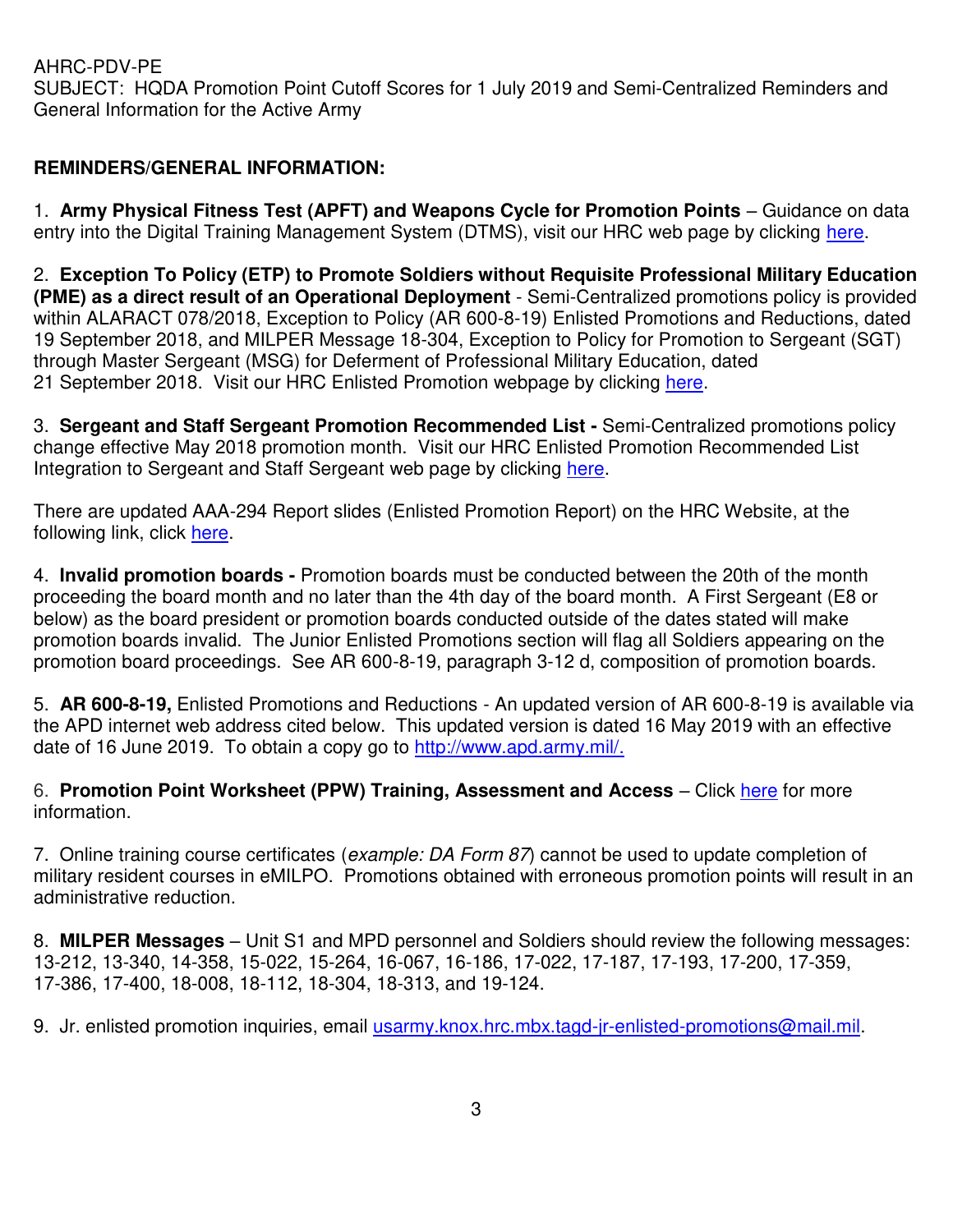AHRC-PDV-PE
SUBJECT: HQDA Promotion Point Cutoff Scores for 1 July 2019 and Semi-Centralized Reminders and General Information for the Active Army

**REMINDERS/GENERAL INFORMATION:**

1. **Army Physical Fitness Test (APFT) and Weapons Cycle for Promotion Points** – Guidance on data entry into the Digital Training Management System (DTMS), visit our HRC web page by clicking here.

2. **Exception To Policy (ETP) to Promote Soldiers without Requisite Professional Military Education (PME) as a direct result of an Operational Deployment** - Semi-Centralized promotions policy is provided within ALARACT 078/2018, Exception to Policy (AR 600-8-19) Enlisted Promotions and Reductions, dated 19 September 2018, and MILPER Message 18-304, Exception to Policy for Promotion to Sergeant (SGT) through Master Sergeant (MSG) for Deferment of Professional Military Education, dated 21 September 2018. Visit our HRC Enlisted Promotion webpage by clicking here.

3. **Sergeant and Staff Sergeant Promotion Recommended List -** Semi-Centralized promotions policy change effective May 2018 promotion month. Visit our HRC Enlisted Promotion Recommended List Integration to Sergeant and Staff Sergeant web page by clicking here.

There are updated AAA-294 Report slides (Enlisted Promotion Report) on the HRC Website, at the following link, click here.

4. **Invalid promotion boards -** Promotion boards must be conducted between the 20th of the month proceeding the board month and no later than the 4th day of the board month. A First Sergeant (E8 or below) as the board president or promotion boards conducted outside of the dates stated will make promotion boards invalid. The Junior Enlisted Promotions section will flag all Soldiers appearing on the promotion board proceedings. See AR 600-8-19, paragraph 3-12 d, composition of promotion boards.

5. **AR 600-8-19,** Enlisted Promotions and Reductions - An updated version of AR 600-8-19 is available via the APD internet web address cited below. This updated version is dated 16 May 2019 with an effective date of 16 June 2019. To obtain a copy go to http://www.apd.army.mil/.

6. **Promotion Point Worksheet (PPW) Training, Assessment and Access** – Click here for more information.

7. Online training course certificates (*example: DA Form 87*) cannot be used to update completion of military resident courses in eMILPO. Promotions obtained with erroneous promotion points will result in an administrative reduction.

8. **MILPER Messages** – Unit S1 and MPD personnel and Soldiers should review the following messages: 13-212, 13-340, 14-358, 15-022, 15-264, 16-067, 16-186, 17-022, 17-187, 17-193, 17-200, 17-359, 17-386, 17-400, 18-008, 18-112, 18-304, 18-313, and 19-124.

9. Jr. enlisted promotion inquiries, email usarmy.knox.hrc.mbx.tagd-jr-enlisted-promotions@mail.mil.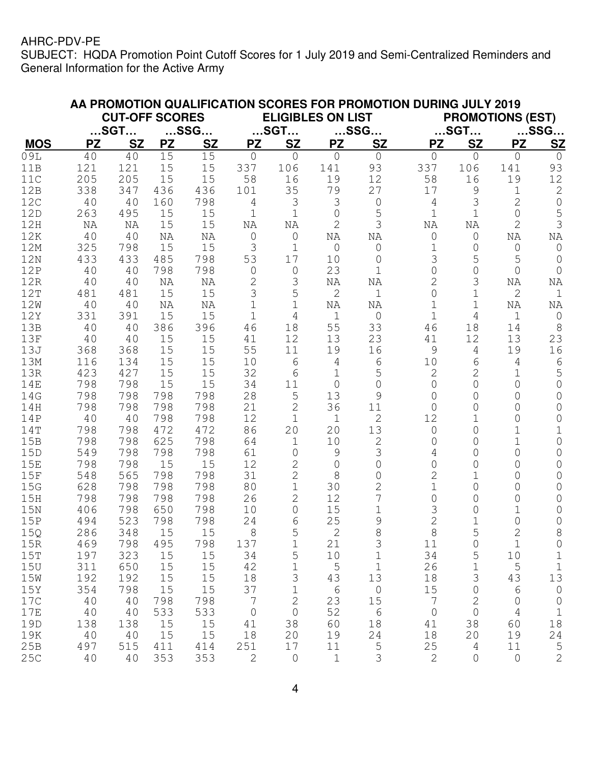AHRC-PDV-PE
SUBJECT: HQDA Promotion Point Cutoff Scores for 1 July 2019 and Semi-Centralized Reminders and General Information for the Active Army

**AA PROMOTION QUALIFICATION SCORES FOR PROMOTION DURING JULY 2019**

| | CUT-OFF SCORES | | | | ELIGIBLES ON LIST | | | | PROMOTIONS (EST) | | | |
|---|---|---|---|---|---|---|---|---|---|---|---|---|
| | …SGT… | | …SSG… | | …SGT… | | …SSG… | | …SGT… | | …SSG… | |
| **MOS** | **PZ** | **SZ** | **PZ** | **SZ** | **PZ** | **SZ** | **PZ** | **SZ** | **PZ** | **SZ** | **PZ** | **SZ** |
| 09L | 40 | 40 | 15 | 15 | 0 | 0 | 0 | 0 | 0 | 0 | 0 | 0 |
| 11B | 121 | 121 | 15 | 15 | 337 | 106 | 141 | 93 | 337 | 106 | 141 | 93 |
| 11C | 205 | 205 | 15 | 15 | 58 | 16 | 19 | 12 | 58 | 16 | 19 | 12 |
| 12B | 338 | 347 | 436 | 436 | 101 | 35 | 79 | 27 | 17 | 9 | 1 | 2 |
| 12C | 40 | 40 | 160 | 798 | 4 | 3 | 3 | 0 | 4 | 3 | 2 | 0 |
| 12D | 263 | 495 | 15 | 15 | 1 | 1 | 0 | 5 | 1 | 1 | 0 | 5 |
| 12H | NA | NA | 15 | 15 | NA | NA | 2 | 3 | NA | NA | 2 | 3 |
| 12K | 40 | 40 | NA | NA | 0 | 0 | NA | NA | 0 | 0 | NA | NA |
| 12M | 325 | 798 | 15 | 15 | 3 | 1 | 0 | 0 | 1 | 0 | 0 | 0 |
| 12N | 433 | 433 | 485 | 798 | 53 | 17 | 10 | 0 | 3 | 5 | 5 | 0 |
| 12P | 40 | 40 | 798 | 798 | 0 | 0 | 23 | 1 | 0 | 0 | 0 | 0 |
| 12R | 40 | 40 | NA | NA | 2 | 3 | NA | NA | 2 | 3 | NA | NA |
| 12T | 481 | 481 | 15 | 15 | 3 | 5 | 2 | 1 | 0 | 1 | 2 | 1 |
| 12W | 40 | 40 | NA | NA | 1 | 1 | NA | NA | 1 | 1 | NA | NA |
| 12Y | 331 | 391 | 15 | 15 | 1 | 4 | 1 | 0 | 1 | 4 | 1 | 0 |
| 13B | 40 | 40 | 386 | 396 | 46 | 18 | 55 | 33 | 46 | 18 | 14 | 8 |
| 13F | 40 | 40 | 15 | 15 | 41 | 12 | 13 | 23 | 41 | 12 | 13 | 23 |
| 13J | 368 | 368 | 15 | 15 | 55 | 11 | 19 | 16 | 9 | 4 | 19 | 16 |
| 13M | 116 | 134 | 15 | 15 | 10 | 6 | 4 | 6 | 10 | 6 | 4 | 6 |
| 13R | 423 | 427 | 15 | 15 | 32 | 6 | 1 | 5 | 2 | 2 | 1 | 5 |
| 14E | 798 | 798 | 15 | 15 | 34 | 11 | 0 | 0 | 0 | 0 | 0 | 0 |
| 14G | 798 | 798 | 798 | 798 | 28 | 5 | 13 | 9 | 0 | 0 | 0 | 0 |
| 14H | 798 | 798 | 798 | 798 | 21 | 2 | 36 | 11 | 0 | 0 | 0 | 0 |
| 14P | 40 | 40 | 798 | 798 | 12 | 1 | 1 | 2 | 12 | 1 | 0 | 0 |
| 14T | 798 | 798 | 472 | 472 | 86 | 20 | 20 | 13 | 0 | 0 | 1 | 1 |
| 15B | 798 | 798 | 625 | 798 | 64 | 1 | 10 | 2 | 0 | 0 | 1 | 0 |
| 15D | 549 | 798 | 798 | 798 | 61 | 0 | 9 | 3 | 4 | 0 | 0 | 0 |
| 15E | 798 | 798 | 15 | 15 | 12 | 2 | 0 | 0 | 0 | 0 | 0 | 0 |
| 15F | 548 | 565 | 798 | 798 | 31 | 2 | 8 | 0 | 2 | 1 | 0 | 0 |
| 15G | 628 | 798 | 798 | 798 | 80 | 1 | 30 | 2 | 1 | 0 | 0 | 0 |
| 15H | 798 | 798 | 798 | 798 | 26 | 2 | 12 | 7 | 0 | 0 | 0 | 0 |
| 15N | 406 | 798 | 650 | 798 | 10 | 0 | 15 | 1 | 3 | 0 | 1 | 0 |
| 15P | 494 | 523 | 798 | 798 | 24 | 6 | 25 | 9 | 2 | 1 | 0 | 0 |
| 15Q | 286 | 348 | 15 | 15 | 8 | 5 | 2 | 8 | 8 | 5 | 2 | 8 |
| 15R | 469 | 798 | 495 | 798 | 137 | 1 | 21 | 3 | 11 | 0 | 1 | 0 |
| 15T | 197 | 323 | 15 | 15 | 34 | 5 | 10 | 1 | 34 | 5 | 10 | 1 |
| 15U | 311 | 650 | 15 | 15 | 42 | 1 | 5 | 1 | 26 | 1 | 5 | 1 |
| 15W | 192 | 192 | 15 | 15 | 18 | 3 | 43 | 13 | 18 | 3 | 43 | 13 |
| 15Y | 354 | 798 | 15 | 15 | 37 | 1 | 6 | 0 | 15 | 0 | 6 | 0 |
| 17C | 40 | 40 | 798 | 798 | 7 | 2 | 23 | 15 | 7 | 2 | 0 | 0 |
| 17E | 40 | 40 | 533 | 533 | 0 | 0 | 52 | 6 | 0 | 0 | 4 | 1 |
| 19D | 138 | 138 | 15 | 15 | 41 | 38 | 60 | 18 | 41 | 38 | 60 | 18 |
| 19K | 40 | 40 | 15 | 15 | 18 | 20 | 19 | 24 | 18 | 20 | 19 | 24 |
| 25B | 497 | 515 | 411 | 414 | 251 | 17 | 11 | 5 | 25 | 4 | 11 | 5 |
| 25C | 40 | 40 | 353 | 353 | 2 | 0 | 1 | 3 | 2 | 0 | 0 | 2 |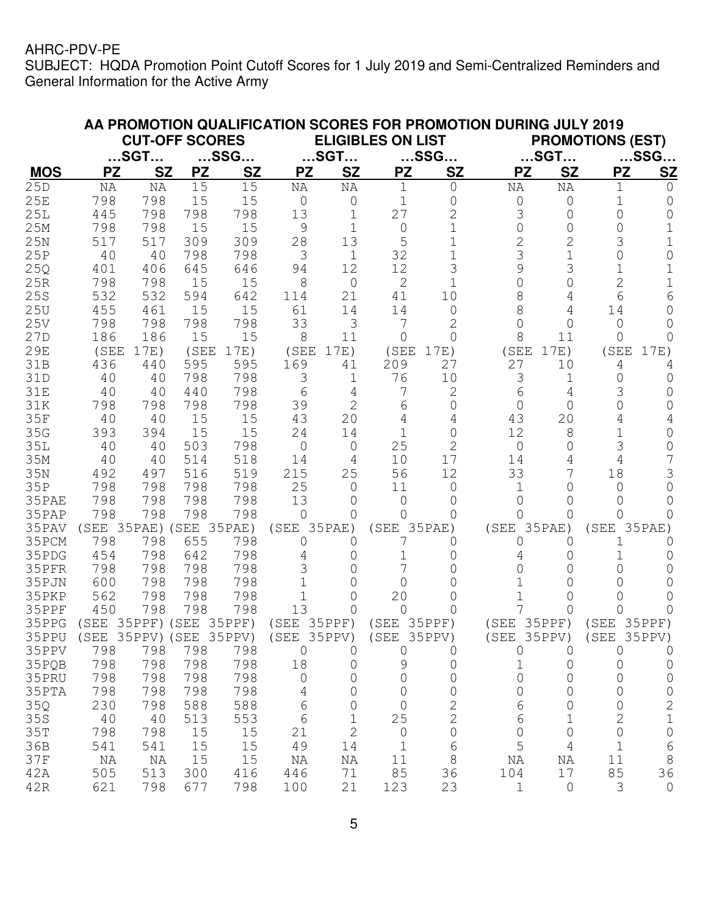AHRC-PDV-PE
SUBJECT: HQDA Promotion Point Cutoff Scores for 1 July 2019 and Semi-Centralized Reminders and General Information for the Active Army

**AA PROMOTION QUALIFICATION SCORES FOR PROMOTION DURING JULY 2019**

| | CUT-OFF SCORES | | | | ELIGIBLES ON LIST | | | | PROMOTIONS (EST) | | | |
|---|---|---|---|---|---|---|---|---|---|---|---|---|
| | …SGT… | | …SSG… | | …SGT… | | …SSG… | | …SGT… | | …SSG… | |
| **MOS** | **PZ** | **SZ** | **PZ** | **SZ** | **PZ** | **SZ** | **PZ** | **SZ** | **PZ** | **SZ** | **PZ** | **SZ** |
| 25D | NA | NA | 15 | 15 | NA | NA | 1 | 0 | NA | NA | 1 | 0 |
| 25E | 798 | 798 | 15 | 15 | 0 | 0 | 1 | 0 | 0 | 0 | 1 | 0 |
| 25L | 445 | 798 | 798 | 798 | 13 | 1 | 27 | 2 | 3 | 0 | 0 | 0 |
| 25M | 798 | 798 | 15 | 15 | 9 | 1 | 0 | 1 | 0 | 0 | 0 | 1 |
| 25N | 517 | 517 | 309 | 309 | 28 | 13 | 5 | 1 | 2 | 2 | 3 | 1 |
| 25P | 40 | 40 | 798 | 798 | 3 | 1 | 32 | 1 | 3 | 1 | 0 | 0 |
| 25Q | 401 | 406 | 645 | 646 | 94 | 12 | 12 | 3 | 9 | 3 | 1 | 1 |
| 25R | 798 | 798 | 15 | 15 | 8 | 0 | 2 | 1 | 0 | 0 | 2 | 1 |
| 25S | 532 | 532 | 594 | 642 | 114 | 21 | 41 | 10 | 8 | 4 | 6 | 6 |
| 25U | 455 | 461 | 15 | 15 | 61 | 14 | 14 | 0 | 8 | 4 | 14 | 0 |
| 25V | 798 | 798 | 798 | 798 | 33 | 3 | 7 | 2 | 0 | 0 | 0 | 0 |
| 27D | 186 | 186 | 15 | 15 | 8 | 11 | 0 | 0 | 8 | 11 | 0 | 0 |
| 29E | (SEE | 17E) | (SEE | 17E) | (SEE | 17E) | (SEE | 17E) | (SEE | 17E) | (SEE | 17E) |
| 31B | 436 | 440 | 595 | 595 | 169 | 41 | 209 | 27 | 27 | 10 | 4 | 4 |
| 31D | 40 | 40 | 798 | 798 | 3 | 1 | 76 | 10 | 3 | 1 | 0 | 0 |
| 31E | 40 | 40 | 440 | 798 | 6 | 4 | 7 | 2 | 6 | 4 | 3 | 0 |
| 31K | 798 | 798 | 798 | 798 | 39 | 2 | 6 | 0 | 0 | 0 | 0 | 0 |
| 35F | 40 | 40 | 15 | 15 | 43 | 20 | 4 | 4 | 43 | 20 | 4 | 4 |
| 35G | 393 | 394 | 15 | 15 | 24 | 14 | 1 | 0 | 12 | 8 | 1 | 0 |
| 35L | 40 | 40 | 503 | 798 | 0 | 0 | 25 | 2 | 0 | 0 | 3 | 0 |
| 35M | 40 | 40 | 514 | 518 | 14 | 4 | 10 | 17 | 14 | 4 | 4 | 7 |
| 35N | 492 | 497 | 516 | 519 | 215 | 25 | 56 | 12 | 33 | 7 | 18 | 3 |
| 35P | 798 | 798 | 798 | 798 | 25 | 0 | 11 | 0 | 1 | 0 | 0 | 0 |
| 35PAE | 798 | 798 | 798 | 798 | 13 | 0 | 0 | 0 | 0 | 0 | 0 | 0 |
| 35PAP | 798 | 798 | 798 | 798 | 0 | 0 | 0 | 0 | 0 | 0 | 0 | 0 |
| 35PAV | (SEE | 35PAE) | (SEE | 35PAE) | (SEE | 35PAE) | (SEE | 35PAE) | (SEE | 35PAE) | (SEE | 35PAE) |
| 35PCM | 798 | 798 | 655 | 798 | 0 | 0 | 7 | 0 | 0 | 0 | 1 | 0 |
| 35PDG | 454 | 798 | 642 | 798 | 4 | 0 | 1 | 0 | 4 | 0 | 1 | 0 |
| 35PFR | 798 | 798 | 798 | 798 | 3 | 0 | 7 | 0 | 0 | 0 | 0 | 0 |
| 35PJN | 600 | 798 | 798 | 798 | 1 | 0 | 0 | 0 | 1 | 0 | 0 | 0 |
| 35PKP | 562 | 798 | 798 | 798 | 1 | 0 | 20 | 0 | 1 | 0 | 0 | 0 |
| 35PPF | 450 | 798 | 798 | 798 | 13 | 0 | 0 | 0 | 7 | 0 | 0 | 0 |
| 35PPG | (SEE | 35PPF) | (SEE | 35PPF) | (SEE | 35PPF) | (SEE | 35PPF) | (SEE | 35PPF) | (SEE | 35PPF) |
| 35PPU | (SEE | 35PPV) | (SEE | 35PPV) | (SEE | 35PPV) | (SEE | 35PPV) | (SEE | 35PPV) | (SEE | 35PPV) |
| 35PPV | 798 | 798 | 798 | 798 | 0 | 0 | 0 | 0 | 0 | 0 | 0 | 0 |
| 35PQB | 798 | 798 | 798 | 798 | 18 | 0 | 9 | 0 | 1 | 0 | 0 | 0 |
| 35PRU | 798 | 798 | 798 | 798 | 0 | 0 | 0 | 0 | 0 | 0 | 0 | 0 |
| 35PTA | 798 | 798 | 798 | 798 | 4 | 0 | 0 | 0 | 0 | 0 | 0 | 0 |
| 35Q | 230 | 798 | 588 | 588 | 6 | 0 | 0 | 2 | 6 | 0 | 0 | 2 |
| 35S | 40 | 40 | 513 | 553 | 6 | 1 | 25 | 2 | 6 | 1 | 2 | 1 |
| 35T | 798 | 798 | 15 | 15 | 21 | 2 | 0 | 0 | 0 | 0 | 0 | 0 |
| 36B | 541 | 541 | 15 | 15 | 49 | 14 | 1 | 6 | 5 | 4 | 1 | 6 |
| 37F | NA | NA | 15 | 15 | NA | NA | 11 | 8 | NA | NA | 11 | 8 |
| 42A | 505 | 513 | 300 | 416 | 446 | 71 | 85 | 36 | 104 | 17 | 85 | 36 |
| 42R | 621 | 798 | 677 | 798 | 100 | 21 | 123 | 23 | 1 | 0 | 3 | 0 |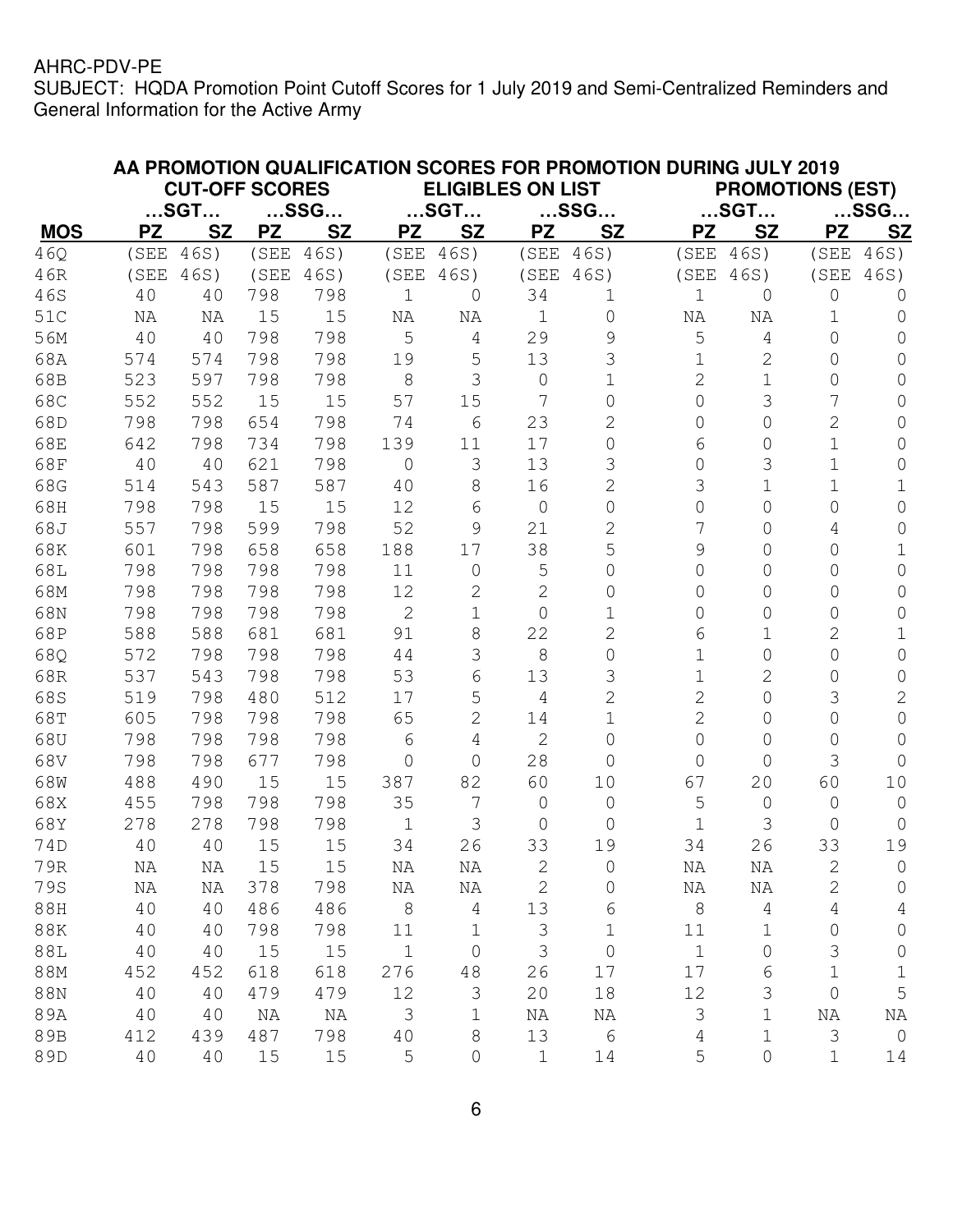AHRC-PDV-PE
SUBJECT: HQDA Promotion Point Cutoff Scores for 1 July 2019 and Semi-Centralized Reminders and General Information for the Active Army

**AA PROMOTION QUALIFICATION SCORES FOR PROMOTION DURING JULY 2019**

| | CUT-OFF SCORES | | | | ELIGIBLES ON LIST | | | | PROMOTIONS (EST) | | | |
|---|---|---|---|---|---|---|---|---|---|---|---|---|
| | …SGT… | | …SSG… | | …SGT… | | …SSG… | | …SGT… | | …SSG… | |
| **MOS** | **PZ** | **SZ** | **PZ** | **SZ** | **PZ** | **SZ** | **PZ** | **SZ** | **PZ** | **SZ** | **PZ** | **SZ** |
| 46Q | (SEE | 46S) | (SEE | 46S) | (SEE | 46S) | (SEE | 46S) | (SEE | 46S) | (SEE | 46S) |
| 46R | (SEE | 46S) | (SEE | 46S) | (SEE | 46S) | (SEE | 46S) | (SEE | 46S) | (SEE | 46S) |
| 46S | 40 | 40 | 798 | 798 | 1 | 0 | 34 | 1 | 1 | 0 | 0 | 0 |
| 51C | NA | NA | 15 | 15 | NA | NA | 1 | 0 | NA | NA | 1 | 0 |
| 56M | 40 | 40 | 798 | 798 | 5 | 4 | 29 | 9 | 5 | 4 | 0 | 0 |
| 68A | 574 | 574 | 798 | 798 | 19 | 5 | 13 | 3 | 1 | 2 | 0 | 0 |
| 68B | 523 | 597 | 798 | 798 | 8 | 3 | 0 | 1 | 2 | 1 | 0 | 0 |
| 68C | 552 | 552 | 15 | 15 | 57 | 15 | 7 | 0 | 0 | 3 | 7 | 0 |
| 68D | 798 | 798 | 654 | 798 | 74 | 6 | 23 | 2 | 0 | 0 | 2 | 0 |
| 68E | 642 | 798 | 734 | 798 | 139 | 11 | 17 | 0 | 6 | 0 | 1 | 0 |
| 68F | 40 | 40 | 621 | 798 | 0 | 3 | 13 | 3 | 0 | 3 | 1 | 0 |
| 68G | 514 | 543 | 587 | 587 | 40 | 8 | 16 | 2 | 3 | 1 | 1 | 1 |
| 68H | 798 | 798 | 15 | 15 | 12 | 6 | 0 | 0 | 0 | 0 | 0 | 0 |
| 68J | 557 | 798 | 599 | 798 | 52 | 9 | 21 | 2 | 7 | 0 | 4 | 0 |
| 68K | 601 | 798 | 658 | 658 | 188 | 17 | 38 | 5 | 9 | 0 | 0 | 1 |
| 68L | 798 | 798 | 798 | 798 | 11 | 0 | 5 | 0 | 0 | 0 | 0 | 0 |
| 68M | 798 | 798 | 798 | 798 | 12 | 2 | 2 | 0 | 0 | 0 | 0 | 0 |
| 68N | 798 | 798 | 798 | 798 | 2 | 1 | 0 | 1 | 0 | 0 | 0 | 0 |
| 68P | 588 | 588 | 681 | 681 | 91 | 8 | 22 | 2 | 6 | 1 | 2 | 1 |
| 68Q | 572 | 798 | 798 | 798 | 44 | 3 | 8 | 0 | 1 | 0 | 0 | 0 |
| 68R | 537 | 543 | 798 | 798 | 53 | 6 | 13 | 3 | 1 | 2 | 0 | 0 |
| 68S | 519 | 798 | 480 | 512 | 17 | 5 | 4 | 2 | 2 | 0 | 3 | 2 |
| 68T | 605 | 798 | 798 | 798 | 65 | 2 | 14 | 1 | 2 | 0 | 0 | 0 |
| 68U | 798 | 798 | 798 | 798 | 6 | 4 | 2 | 0 | 0 | 0 | 0 | 0 |
| 68V | 798 | 798 | 677 | 798 | 0 | 0 | 28 | 0 | 0 | 0 | 3 | 0 |
| 68W | 488 | 490 | 15 | 15 | 387 | 82 | 60 | 10 | 67 | 20 | 60 | 10 |
| 68X | 455 | 798 | 798 | 798 | 35 | 7 | 0 | 0 | 5 | 0 | 0 | 0 |
| 68Y | 278 | 278 | 798 | 798 | 1 | 3 | 0 | 0 | 1 | 3 | 0 | 0 |
| 74D | 40 | 40 | 15 | 15 | 34 | 26 | 33 | 19 | 34 | 26 | 33 | 19 |
| 79R | NA | NA | 15 | 15 | NA | NA | 2 | 0 | NA | NA | 2 | 0 |
| 79S | NA | NA | 378 | 798 | NA | NA | 2 | 0 | NA | NA | 2 | 0 |
| 88H | 40 | 40 | 486 | 486 | 8 | 4 | 13 | 6 | 8 | 4 | 4 | 4 |
| 88K | 40 | 40 | 798 | 798 | 11 | 1 | 3 | 1 | 11 | 1 | 0 | 0 |
| 88L | 40 | 40 | 15 | 15 | 1 | 0 | 3 | 0 | 1 | 0 | 3 | 0 |
| 88M | 452 | 452 | 618 | 618 | 276 | 48 | 26 | 17 | 17 | 6 | 1 | 1 |
| 88N | 40 | 40 | 479 | 479 | 12 | 3 | 20 | 18 | 12 | 3 | 0 | 5 |
| 89A | 40 | 40 | NA | NA | 3 | 1 | NA | NA | 3 | 1 | NA | NA |
| 89B | 412 | 439 | 487 | 798 | 40 | 8 | 13 | 6 | 4 | 1 | 3 | 0 |
| 89D | 40 | 40 | 15 | 15 | 5 | 0 | 1 | 14 | 5 | 0 | 1 | 14 |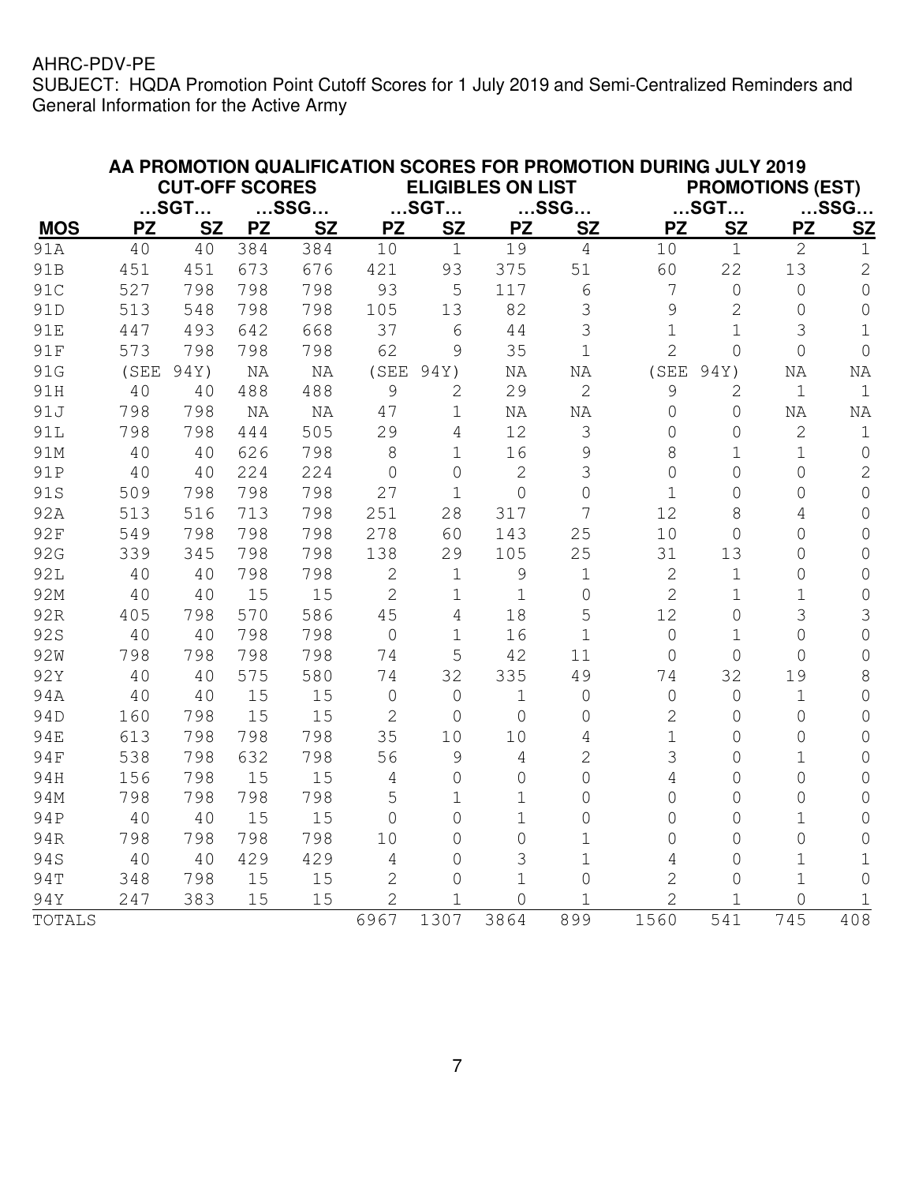AHRC-PDV-PE
SUBJECT: HQDA Promotion Point Cutoff Scores for 1 July 2019 and Semi-Centralized Reminders and General Information for the Active Army

**AA PROMOTION QUALIFICATION SCORES FOR PROMOTION DURING JULY 2019**

| | CUT-OFF SCORES | | | | ELIGIBLES ON LIST | | | | PROMOTIONS (EST) | | | |
|---|---|---|---|---|---|---|---|---|---|---|---|---|
| | …SGT… | | …SSG… | | …SGT… | | …SSG… | | …SGT… | | …SSG… | |
| **MOS** | **PZ** | **SZ** | **PZ** | **SZ** | **PZ** | **SZ** | **PZ** | **SZ** | **PZ** | **SZ** | **PZ** | **SZ** |
| 91A | 40 | 40 | 384 | 384 | 10 | 1 | 19 | 4 | 10 | 1 | 2 | 1 |
| 91B | 451 | 451 | 673 | 676 | 421 | 93 | 375 | 51 | 60 | 22 | 13 | 2 |
| 91C | 527 | 798 | 798 | 798 | 93 | 5 | 117 | 6 | 7 | 0 | 0 | 0 |
| 91D | 513 | 548 | 798 | 798 | 105 | 13 | 82 | 3 | 9 | 2 | 0 | 0 |
| 91E | 447 | 493 | 642 | 668 | 37 | 6 | 44 | 3 | 1 | 1 | 3 | 1 |
| 91F | 573 | 798 | 798 | 798 | 62 | 9 | 35 | 1 | 2 | 0 | 0 | 0 |
| 91G | (SEE | 94Y) | NA | NA | (SEE | 94Y) | NA | NA | (SEE | 94Y) | NA | NA |
| 91H | 40 | 40 | 488 | 488 | 9 | 2 | 29 | 2 | 9 | 2 | 1 | 1 |
| 91J | 798 | 798 | NA | NA | 47 | 1 | NA | NA | 0 | 0 | NA | NA |
| 91L | 798 | 798 | 444 | 505 | 29 | 4 | 12 | 3 | 0 | 0 | 2 | 1 |
| 91M | 40 | 40 | 626 | 798 | 8 | 1 | 16 | 9 | 8 | 1 | 1 | 0 |
| 91P | 40 | 40 | 224 | 224 | 0 | 0 | 2 | 3 | 0 | 0 | 0 | 2 |
| 91S | 509 | 798 | 798 | 798 | 27 | 1 | 0 | 0 | 1 | 0 | 0 | 0 |
| 92A | 513 | 516 | 713 | 798 | 251 | 28 | 317 | 7 | 12 | 8 | 4 | 0 |
| 92F | 549 | 798 | 798 | 798 | 278 | 60 | 143 | 25 | 10 | 0 | 0 | 0 |
| 92G | 339 | 345 | 798 | 798 | 138 | 29 | 105 | 25 | 31 | 13 | 0 | 0 |
| 92L | 40 | 40 | 798 | 798 | 2 | 1 | 9 | 1 | 2 | 1 | 0 | 0 |
| 92M | 40 | 40 | 15 | 15 | 2 | 1 | 1 | 0 | 2 | 1 | 1 | 0 |
| 92R | 405 | 798 | 570 | 586 | 45 | 4 | 18 | 5 | 12 | 0 | 3 | 3 |
| 92S | 40 | 40 | 798 | 798 | 0 | 1 | 16 | 1 | 0 | 1 | 0 | 0 |
| 92W | 798 | 798 | 798 | 798 | 74 | 5 | 42 | 11 | 0 | 0 | 0 | 0 |
| 92Y | 40 | 40 | 575 | 580 | 74 | 32 | 335 | 49 | 74 | 32 | 19 | 8 |
| 94A | 40 | 40 | 15 | 15 | 0 | 0 | 1 | 0 | 0 | 0 | 1 | 0 |
| 94D | 160 | 798 | 15 | 15 | 2 | 0 | 0 | 0 | 2 | 0 | 0 | 0 |
| 94E | 613 | 798 | 798 | 798 | 35 | 10 | 10 | 4 | 1 | 0 | 0 | 0 |
| 94F | 538 | 798 | 632 | 798 | 56 | 9 | 4 | 2 | 3 | 0 | 1 | 0 |
| 94H | 156 | 798 | 15 | 15 | 4 | 0 | 0 | 0 | 4 | 0 | 0 | 0 |
| 94M | 798 | 798 | 798 | 798 | 5 | 1 | 1 | 0 | 0 | 0 | 0 | 0 |
| 94P | 40 | 40 | 15 | 15 | 0 | 0 | 1 | 0 | 0 | 0 | 1 | 0 |
| 94R | 798 | 798 | 798 | 798 | 10 | 0 | 0 | 1 | 0 | 0 | 0 | 0 |
| 94S | 40 | 40 | 429 | 429 | 4 | 0 | 3 | 1 | 4 | 0 | 1 | 1 |
| 94T | 348 | 798 | 15 | 15 | 2 | 0 | 1 | 0 | 2 | 0 | 1 | 0 |
| 94Y | 247 | 383 | 15 | 15 | 2 | 1 | 0 | 1 | 2 | 1 | 0 | 1 |
| TOTALS | | | | | 6967 | 1307 | 3864 | 899 | 1560 | 541 | 745 | 408 |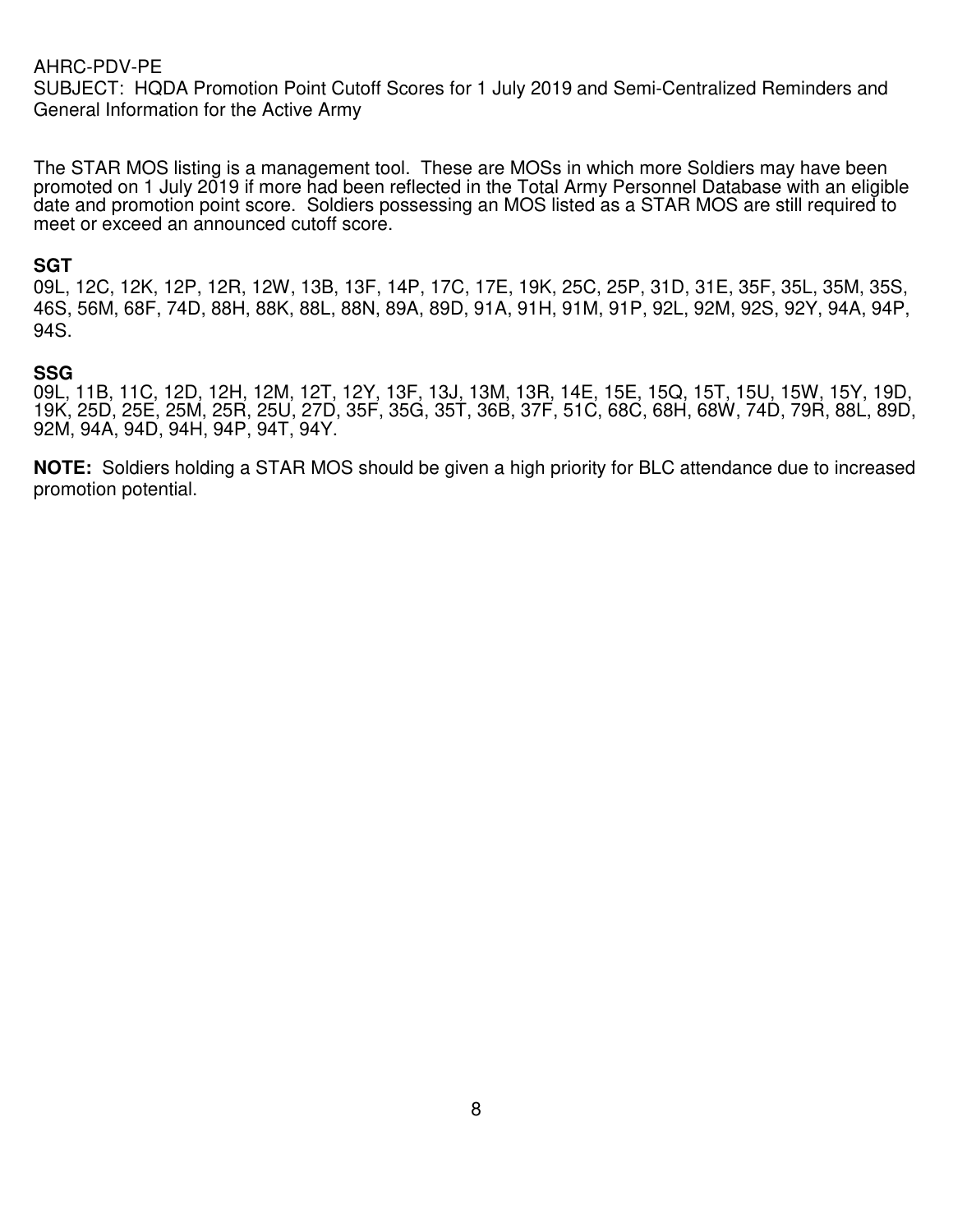The STAR MOS listing is a management tool. These are MOSs in which more Soldiers may have been promoted on 1 July 2019 if more had been reflected in the Total Army Personnel Database with an eligible date and promotion point score. Soldiers possessing an MOS listed as a STAR MOS are still required to meet or exceed an announced cutoff score.

**SGT**
09L, 12C, 12K, 12P, 12R, 12W, 13B, 13F, 14P, 17C, 17E, 19K, 25C, 25P, 31D, 31E, 35F, 35L, 35M, 35S, 46S, 56M, 68F, 74D, 88H, 88K, 88L, 88N, 89A, 89D, 91A, 91H, 91M, 91P, 92L, 92M, 92S, 92Y, 94A, 94P, 94S.

**SSG**
09L, 11B, 11C, 12D, 12H, 12M, 12T, 12Y, 13F, 13J, 13M, 13R, 14E, 15E, 15Q, 15T, 15U, 15W, 15Y, 19D, 19K, 25D, 25E, 25M, 25R, 25U, 27D, 35F, 35G, 35T, 36B, 37F, 51C, 68C, 68H, 68W, 74D, 79R, 88L, 89D, 92M, 94A, 94D, 94H, 94P, 94T, 94Y.

**NOTE:** Soldiers holding a STAR MOS should be given a high priority for BLC attendance due to increased promotion potential.